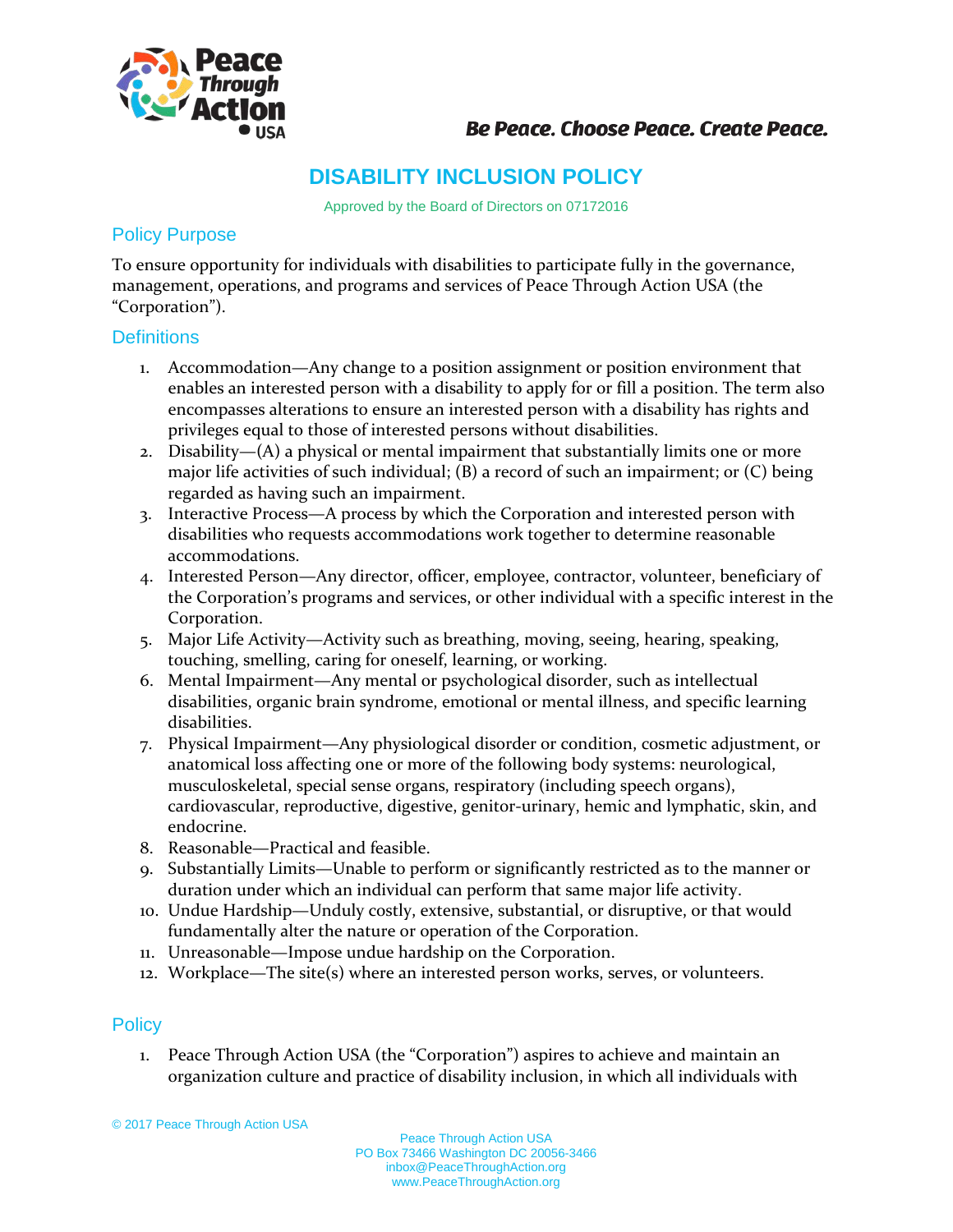*Be Peace. Choose Peace. Create Peace.*

# DISABILITY INCLUSION POLICY

Approved by the Board of Directors on 07172016

## Policy Purpose

To ensure opportunity for individuals with disabilities to participate fully in the governance, management, operations, and programs and services of Peace Through Action USA (the "Corporation").

## Definitions

1. Accommodation—Any change to a position assignment or position environment that enables an interested person with a disability to apply for or fill a position. The term also encompasses alterations to ensure an interested person with a disability has rights and privileges equal to those of interested persons without disabilities.
2. Disability—(A) a physical or mental impairment that substantially limits one or more major life activities of such individual; (B) a record of such an impairment; or (C) being regarded as having such an impairment.
3. Interactive Process—A process by which the Corporation and interested person with disabilities who requests accommodations work together to determine reasonable accommodations.
4. Interested Person—Any director, officer, employee, contractor, volunteer, beneficiary of the Corporation's programs and services, or other individual with a specific interest in the Corporation.
5. Major Life Activity—Activity such as breathing, moving, seeing, hearing, speaking, touching, smelling, caring for oneself, learning, or working.
6. Mental Impairment—Any mental or psychological disorder, such as intellectual disabilities, organic brain syndrome, emotional or mental illness, and specific learning disabilities.
7. Physical Impairment—Any physiological disorder or condition, cosmetic adjustment, or anatomical loss affecting one or more of the following body systems: neurological, musculoskeletal, special sense organs, respiratory (including speech organs), cardiovascular, reproductive, digestive, genitor-urinary, hemic and lymphatic, skin, and endocrine.
8. Reasonable—Practical and feasible.
9. Substantially Limits—Unable to perform or significantly restricted as to the manner or duration under which an individual can perform that same major life activity.
10. Undue Hardship—Unduly costly, extensive, substantial, or disruptive, or that would fundamentally alter the nature or operation of the Corporation.
11. Unreasonable—Impose undue hardship on the Corporation.
12. Workplace—The site(s) where an interested person works, serves, or volunteers.

## Policy

1. Peace Through Action USA (the "Corporation") aspires to achieve and maintain an organization culture and practice of disability inclusion, in which all individuals with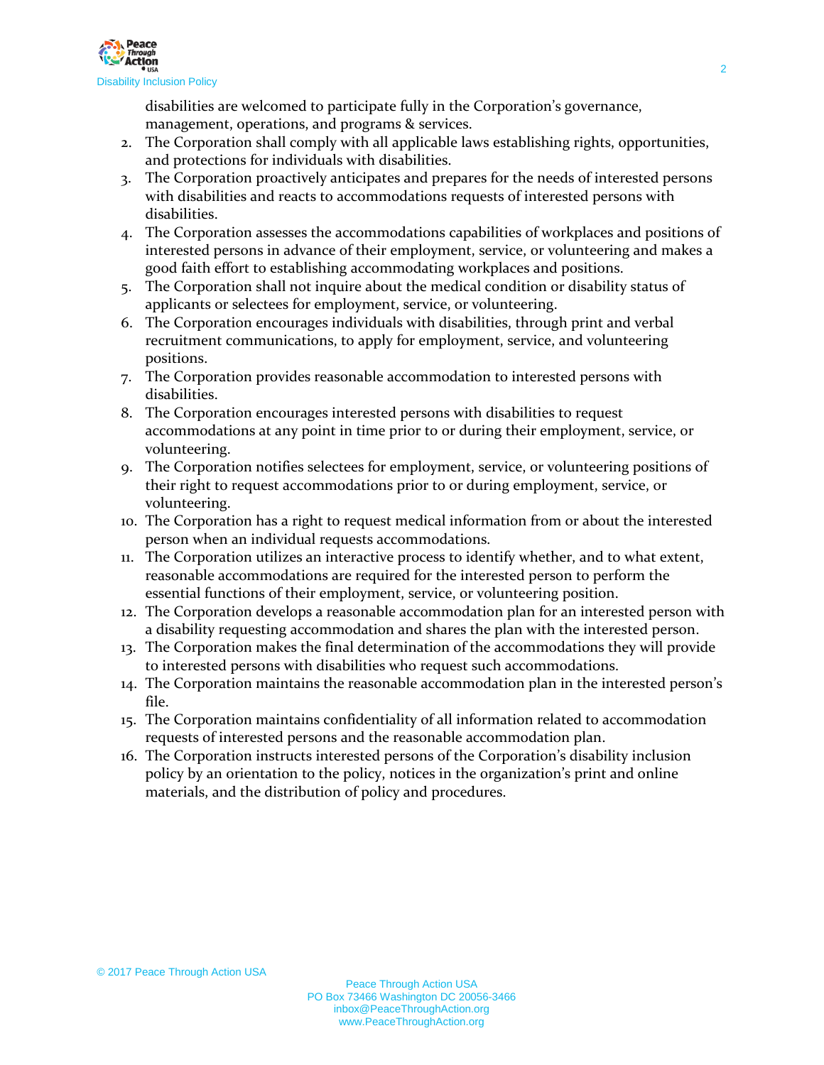disabilities are welcomed to participate fully in the Corporation's governance, management, operations, and programs & services.

2. The Corporation shall comply with all applicable laws establishing rights, opportunities, and protections for individuals with disabilities.
3. The Corporation proactively anticipates and prepares for the needs of interested persons with disabilities and reacts to accommodations requests of interested persons with disabilities.
4. The Corporation assesses the accommodations capabilities of workplaces and positions of interested persons in advance of their employment, service, or volunteering and makes a good faith effort to establishing accommodating workplaces and positions.
5. The Corporation shall not inquire about the medical condition or disability status of applicants or selectees for employment, service, or volunteering.
6. The Corporation encourages individuals with disabilities, through print and verbal recruitment communications, to apply for employment, service, and volunteering positions.
7. The Corporation provides reasonable accommodation to interested persons with disabilities.
8. The Corporation encourages interested persons with disabilities to request accommodations at any point in time prior to or during their employment, service, or volunteering.
9. The Corporation notifies selectees for employment, service, or volunteering positions of their right to request accommodations prior to or during employment, service, or volunteering.
10. The Corporation has a right to request medical information from or about the interested person when an individual requests accommodations.
11. The Corporation utilizes an interactive process to identify whether, and to what extent, reasonable accommodations are required for the interested person to perform the essential functions of their employment, service, or volunteering position.
12. The Corporation develops a reasonable accommodation plan for an interested person with a disability requesting accommodation and shares the plan with the interested person.
13. The Corporation makes the final determination of the accommodations they will provide to interested persons with disabilities who request such accommodations.
14. The Corporation maintains the reasonable accommodation plan in the interested person's file.
15. The Corporation maintains confidentiality of all information related to accommodation requests of interested persons and the reasonable accommodation plan.
16. The Corporation instructs interested persons of the Corporation's disability inclusion policy by an orientation to the policy, notices in the organization's print and online materials, and the distribution of policy and procedures.